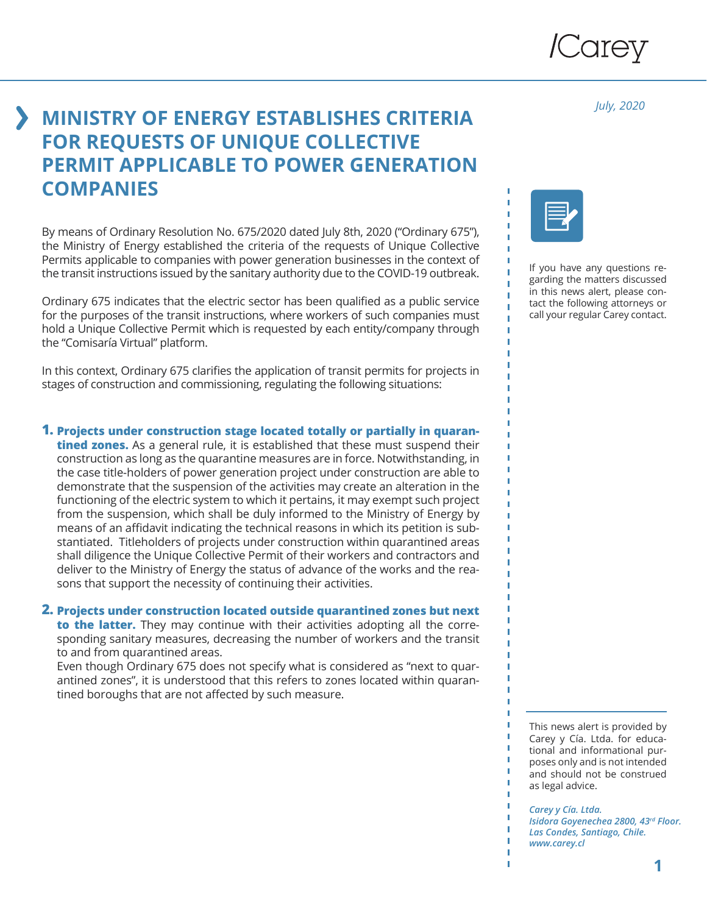/Carey

*July, 2020*

# MINISTRY OF ENERGY ESTABLISHES CRITERIA FOR REQUESTS OF UNIQUE COLLECTIVE PERMIT APPLICABLE TO POWER GENERATION COMPANIES

By means of Ordinary Resolution No. 675/2020 dated July 8th, 2020 ("Ordinary 675"), the Ministry of Energy established the criteria of the requests of Unique Collective Permits applicable to companies with power generation businesses in the context of the transit instructions issued by the sanitary authority due to the COVID-19 outbreak.

Ordinary 675 indicates that the electric sector has been qualified as a public service for the purposes of the transit instructions, where workers of such companies must hold a Unique Collective Permit which is requested by each entity/company through the "Comisaría Virtual" platform.

In this context, Ordinary 675 clarifies the application of transit permits for projects in stages of construction and commissioning, regulating the following situations:

1. **Projects under construction stage located totally or partially in quarantined zones.** As a general rule, it is established that these must suspend their construction as long as the quarantine measures are in force. Notwithstanding, in the case title-holders of power generation project under construction are able to demonstrate that the suspension of the activities may create an alteration in the functioning of the electric system to which it pertains, it may exempt such project from the suspension, which shall be duly informed to the Ministry of Energy by means of an affidavit indicating the technical reasons in which its petition is substantiated. Titleholders of projects under construction within quarantined areas shall diligence the Unique Collective Permit of their workers and contractors and deliver to the Ministry of Energy the status of advance of the works and the reasons that support the necessity of continuing their activities.

2. **Projects under construction located outside quarantined zones but next to the latter.** They may continue with their activities adopting all the corresponding sanitary measures, decreasing the number of workers and the transit to and from quarantined areas.
   Even though Ordinary 675 does not specify what is considered as "next to quarantined zones", it is understood that this refers to zones located within quarantined boroughs that are not affected by such measure.

If you have any questions regarding the matters discussed in this news alert, please contact the following attorneys or call your regular Carey contact.

This news alert is provided by Carey y Cía. Ltda. for educational and informational purposes only and is not intended and should not be construed as legal advice.

*Carey y Cía. Ltda.*
*Isidora Goyenechea 2800, 43rd Floor.*
*Las Condes, Santiago, Chile.*
*www.carey.cl*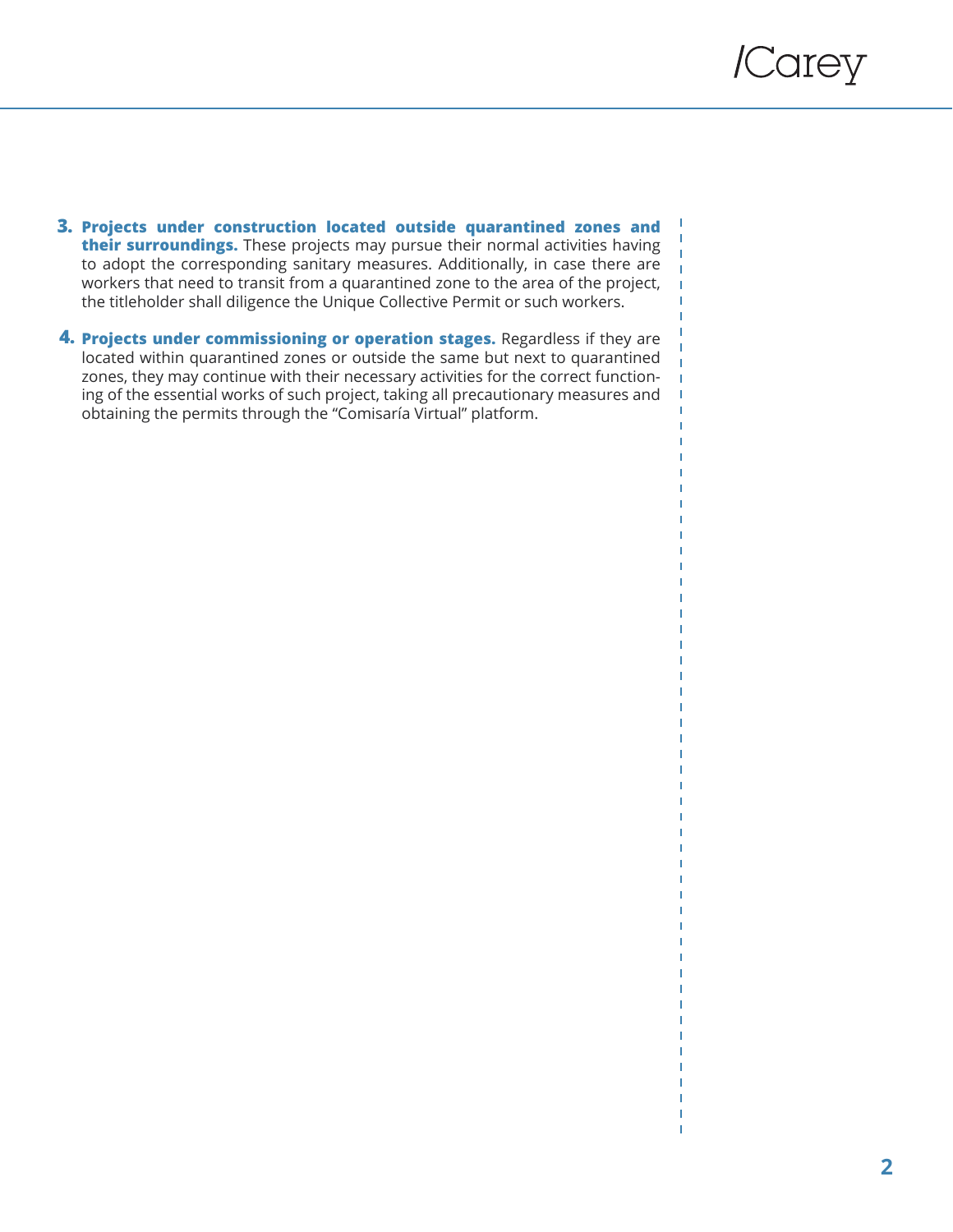3. **Projects under construction located outside quarantined zones and their surroundings.** These projects may pursue their normal activities having to adopt the corresponding sanitary measures. Additionally, in case there are workers that need to transit from a quarantined zone to the area of the project, the titleholder shall diligence the Unique Collective Permit or such workers.

4. **Projects under commissioning or operation stages.** Regardless if they are located within quarantined zones or outside the same but next to quarantined zones, they may continue with their necessary activities for the correct functioning of the essential works of such project, taking all precautionary measures and obtaining the permits through the "Comisaría Virtual" platform.